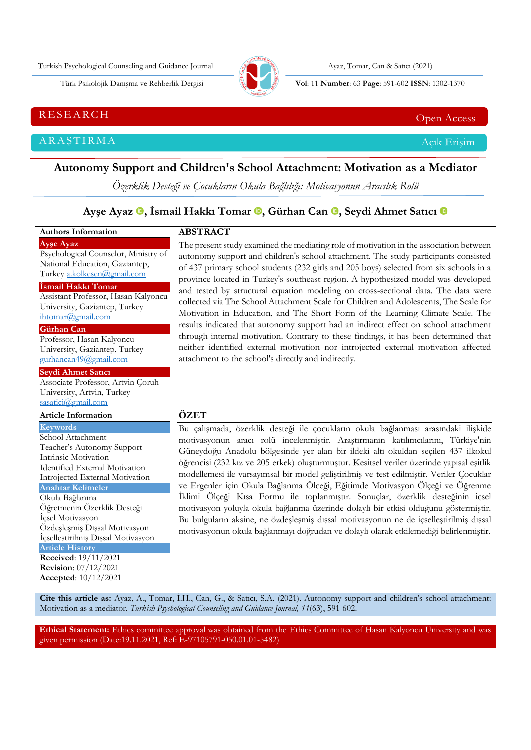RESEARCH — Open Access

ARAŞTIRMA — Açık Erişim

# Autonomy Support and Children's School Attachment: Motivation as a Mediator

*Özerklik Desteği ve Çocukların Okula Bağlılığı: Motivasyonun Aracılık Rolü*

**Ayşe Ayaz, İsmail Hakkı Tomar, Gürhan Can, Seydi Ahmet Satıcı**

## Authors Information

**Ayşe Ayaz**
Psychological Counselor, Ministry of National Education, Gaziantep, Turkey a.kolkesen@gmail.com

**İsmail Hakkı Tomar**
Assistant Professor, Hasan Kalyoncu University, Gaziantep, Turkey ihtomar@gmail.com

**Gürhan Can**
Professor, Hasan Kalyoncu University, Gaziantep, Turkey gurhancan49@gmail.com

**Seydi Ahmet Satıcı**
Associate Professor, Artvin Çoruh University, Artvin, Turkey sasatici@gmail.com

## ABSTRACT

The present study examined the mediating role of motivation in the association between autonomy support and children's school attachment. The study participants consisted of 437 primary school students (232 girls and 205 boys) selected from six schools in a province located in Turkey's southeast region. A hypothesized model was developed and tested by structural equation modeling on cross-sectional data. The data were collected via The School Attachment Scale for Children and Adolescents, The Scale for Motivation in Education, and The Short Form of the Learning Climate Scale. The results indicated that autonomy support had an indirect effect on school attachment through internal motivation. Contrary to these findings, it has been determined that neither identified external motivation nor introjected external motivation affected attachment to the school's directly and indirectly.

## Article Information

**Keywords**
School Attachment
Teacher's Autonomy Support
Intrinsic Motivation
Identified External Motivation
Introjected External Motivation

**Anahtar Kelimeler**
Okula Bağlanma
Öğretmenin Özerklik Desteği
İçsel Motivasyon
Özdeşleşmiş Dışsal Motivasyon
İçselleştirilmiş Dışsal Motivasyon

**Article History**
**Received**: 19/11/2021
**Revision**: 07/12/2021
**Accepted**: 10/12/2021

## ÖZET

Bu çalışmada, özerklik desteği ile çocukların okula bağlanması arasındaki ilişkide motivasyonun aracı rolü incelenmiştir. Araştırmanın katılımcılarını, Türkiye'nin Güneydoğu Anadolu bölgesinde yer alan bir ildeki altı okuldan seçilen 437 ilkokul öğrencisi (232 kız ve 205 erkek) oluşturmuştur. Kesitsel veriler üzerinde yapısal eşitlik modellemesi ile varsayımsal bir model geliştirilmiş ve test edilmiştir. Veriler Çocuklar ve Ergenler için Okula Bağlanma Ölçeği, Eğitimde Motivasyon Ölçeği ve Öğrenme İklimi Ölçeği Kısa Formu ile toplanmıştır. Sonuçlar, özerklik desteğinin içsel motivasyon yoluyla okula bağlanma üzerinde dolaylı bir etkisi olduğunu göstermiştir. Bu bulguların aksine, ne özdeşleşmiş dışsal motivasyonun ne de içselleştirilmiş dışsal motivasyonun okula bağlanmayı doğrudan ve dolaylı olarak etkilemediği belirlenmiştir.

**Cite this article as:** Ayaz, A., Tomar, İ.H., Can, G., & Satıcı, S.A. (2021). Autonomy support and children's school attachment: Motivation as a mediator. *Turkish Psychological Counseling and Guidance Journal, 11*(63), 591-602.

**Ethical Statement:** Ethics committee approval was obtained from the Ethics Committee of Hasan Kalyoncu University and was given permission (Date:19.11.2021, Ref: E-97105791-050.01.01-5482)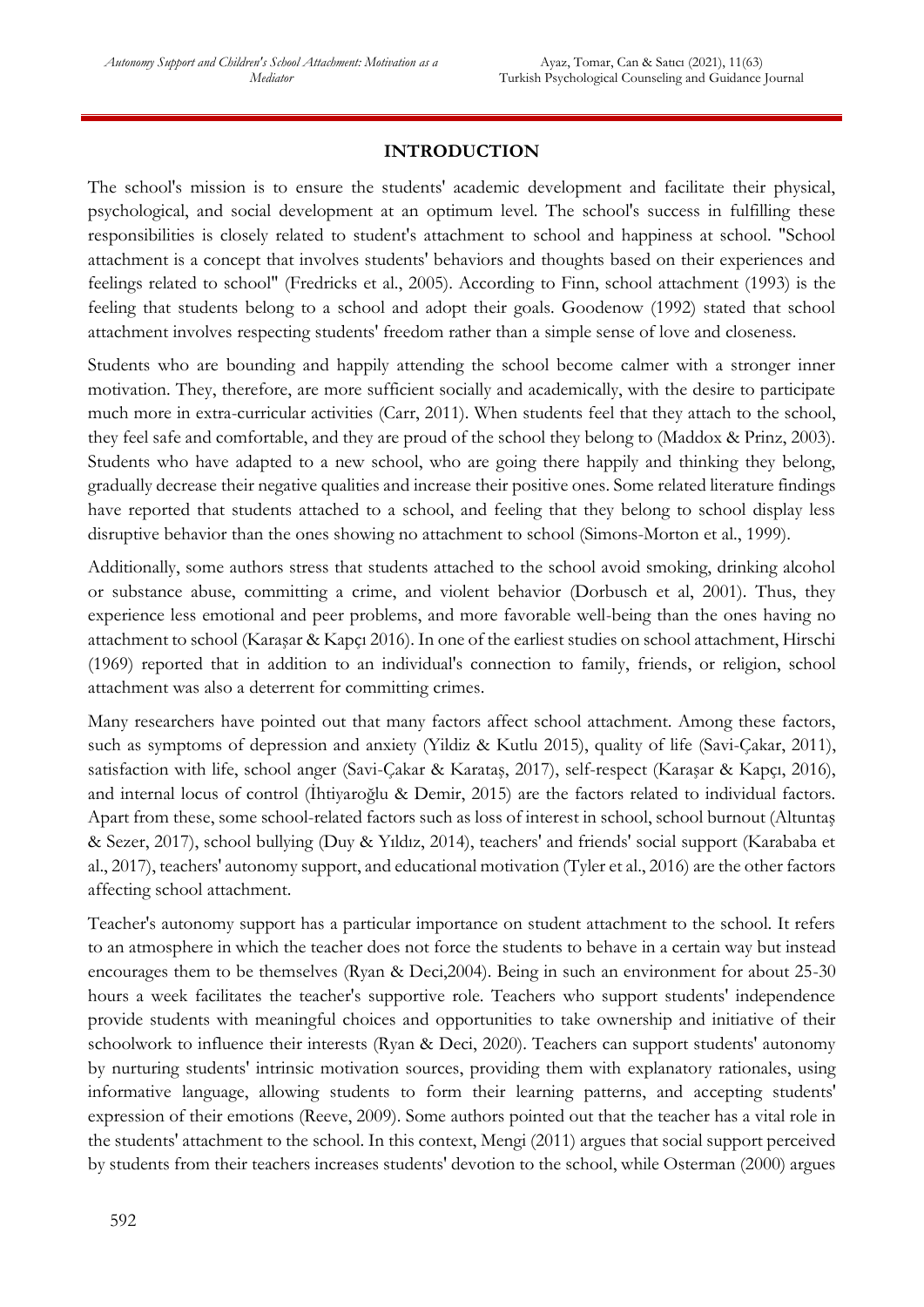## INTRODUCTION

The school's mission is to ensure the students' academic development and facilitate their physical, psychological, and social development at an optimum level. The school's success in fulfilling these responsibilities is closely related to student's attachment to school and happiness at school. "School attachment is a concept that involves students' behaviors and thoughts based on their experiences and feelings related to school" (Fredricks et al., 2005). According to Finn, school attachment (1993) is the feeling that students belong to a school and adopt their goals. Goodenow (1992) stated that school attachment involves respecting students' freedom rather than a simple sense of love and closeness.

Students who are bounding and happily attending the school become calmer with a stronger inner motivation. They, therefore, are more sufficient socially and academically, with the desire to participate much more in extra-curricular activities (Carr, 2011). When students feel that they attach to the school, they feel safe and comfortable, and they are proud of the school they belong to (Maddox & Prinz, 2003). Students who have adapted to a new school, who are going there happily and thinking they belong, gradually decrease their negative qualities and increase their positive ones. Some related literature findings have reported that students attached to a school, and feeling that they belong to school display less disruptive behavior than the ones showing no attachment to school (Simons-Morton et al., 1999).

Additionally, some authors stress that students attached to the school avoid smoking, drinking alcohol or substance abuse, committing a crime, and violent behavior (Dorbusch et al, 2001). Thus, they experience less emotional and peer problems, and more favorable well-being than the ones having no attachment to school (Karaşar & Kapçı 2016). In one of the earliest studies on school attachment, Hirschi (1969) reported that in addition to an individual's connection to family, friends, or religion, school attachment was also a deterrent for committing crimes.

Many researchers have pointed out that many factors affect school attachment. Among these factors, such as symptoms of depression and anxiety (Yildiz & Kutlu 2015), quality of life (Savi-Çakar, 2011), satisfaction with life, school anger (Savi-Çakar & Karataş, 2017), self-respect (Karaşar & Kapçı, 2016), and internal locus of control (İhtiyaroğlu & Demir, 2015) are the factors related to individual factors. Apart from these, some school-related factors such as loss of interest in school, school burnout (Altuntaş & Sezer, 2017), school bullying (Duy & Yıldız, 2014), teachers' and friends' social support (Karababa et al., 2017), teachers' autonomy support, and educational motivation (Tyler et al., 2016) are the other factors affecting school attachment.

Teacher's autonomy support has a particular importance on student attachment to the school. It refers to an atmosphere in which the teacher does not force the students to behave in a certain way but instead encourages them to be themselves (Ryan & Deci,2004). Being in such an environment for about 25-30 hours a week facilitates the teacher's supportive role. Teachers who support students' independence provide students with meaningful choices and opportunities to take ownership and initiative of their schoolwork to influence their interests (Ryan & Deci, 2020). Teachers can support students' autonomy by nurturing students' intrinsic motivation sources, providing them with explanatory rationales, using informative language, allowing students to form their learning patterns, and accepting students' expression of their emotions (Reeve, 2009). Some authors pointed out that the teacher has a vital role in the students' attachment to the school. In this context, Mengi (2011) argues that social support perceived by students from their teachers increases students' devotion to the school, while Osterman (2000) argues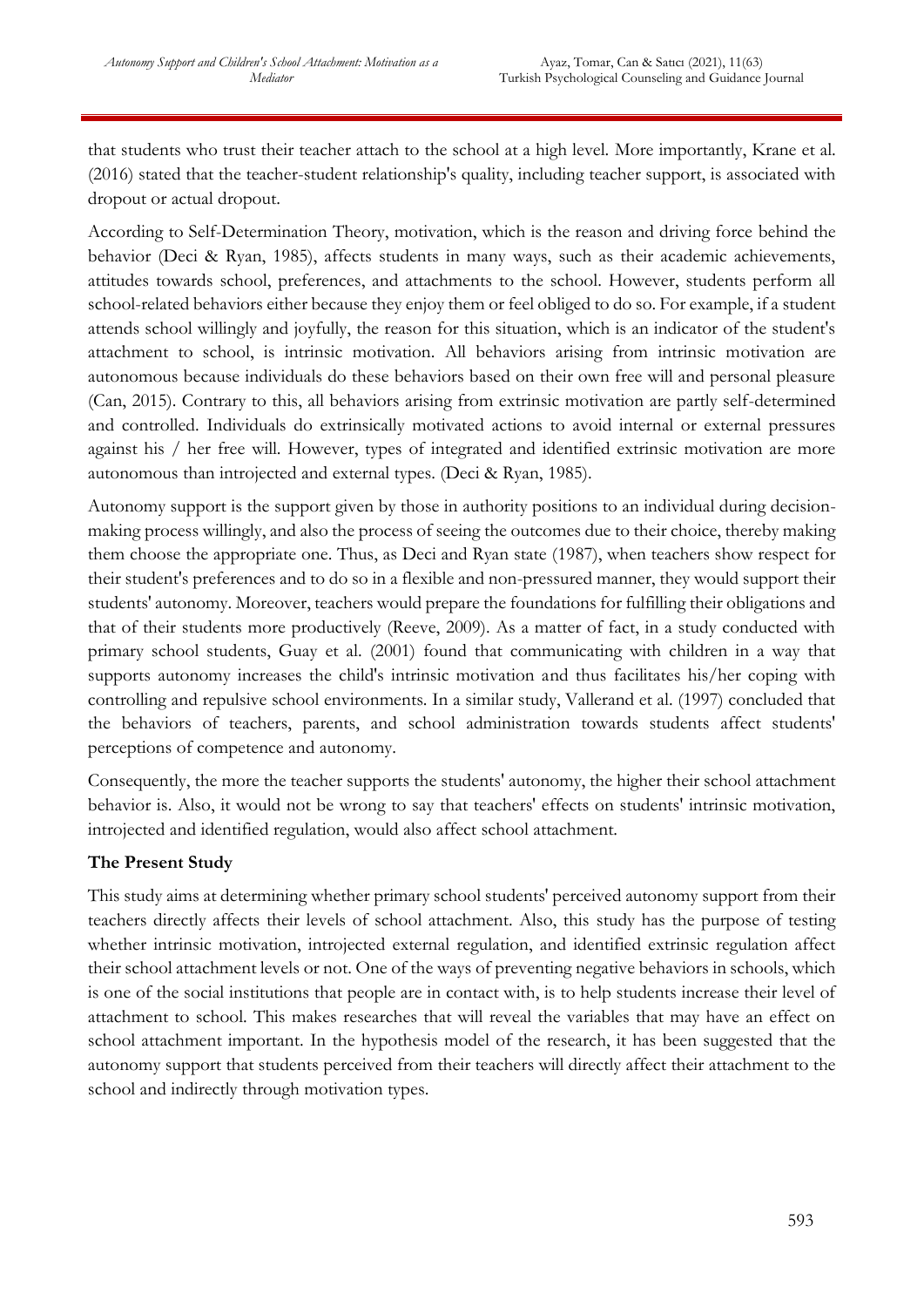that students who trust their teacher attach to the school at a high level. More importantly, Krane et al. (2016) stated that the teacher-student relationship's quality, including teacher support, is associated with dropout or actual dropout.

According to Self-Determination Theory, motivation, which is the reason and driving force behind the behavior (Deci & Ryan, 1985), affects students in many ways, such as their academic achievements, attitudes towards school, preferences, and attachments to the school. However, students perform all school-related behaviors either because they enjoy them or feel obliged to do so. For example, if a student attends school willingly and joyfully, the reason for this situation, which is an indicator of the student's attachment to school, is intrinsic motivation. All behaviors arising from intrinsic motivation are autonomous because individuals do these behaviors based on their own free will and personal pleasure (Can, 2015). Contrary to this, all behaviors arising from extrinsic motivation are partly self-determined and controlled. Individuals do extrinsically motivated actions to avoid internal or external pressures against his / her free will. However, types of integrated and identified extrinsic motivation are more autonomous than introjected and external types. (Deci & Ryan, 1985).

Autonomy support is the support given by those in authority positions to an individual during decision-making process willingly, and also the process of seeing the outcomes due to their choice, thereby making them choose the appropriate one. Thus, as Deci and Ryan state (1987), when teachers show respect for their student's preferences and to do so in a flexible and non-pressured manner, they would support their students' autonomy. Moreover, teachers would prepare the foundations for fulfilling their obligations and that of their students more productively (Reeve, 2009). As a matter of fact, in a study conducted with primary school students, Guay et al. (2001) found that communicating with children in a way that supports autonomy increases the child's intrinsic motivation and thus facilitates his/her coping with controlling and repulsive school environments. In a similar study, Vallerand et al. (1997) concluded that the behaviors of teachers, parents, and school administration towards students affect students' perceptions of competence and autonomy.

Consequently, the more the teacher supports the students' autonomy, the higher their school attachment behavior is. Also, it would not be wrong to say that teachers' effects on students' intrinsic motivation, introjected and identified regulation, would also affect school attachment.

## The Present Study

This study aims at determining whether primary school students' perceived autonomy support from their teachers directly affects their levels of school attachment. Also, this study has the purpose of testing whether intrinsic motivation, introjected external regulation, and identified extrinsic regulation affect their school attachment levels or not. One of the ways of preventing negative behaviors in schools, which is one of the social institutions that people are in contact with, is to help students increase their level of attachment to school. This makes researches that will reveal the variables that may have an effect on school attachment important. In the hypothesis model of the research, it has been suggested that the autonomy support that students perceived from their teachers will directly affect their attachment to the school and indirectly through motivation types.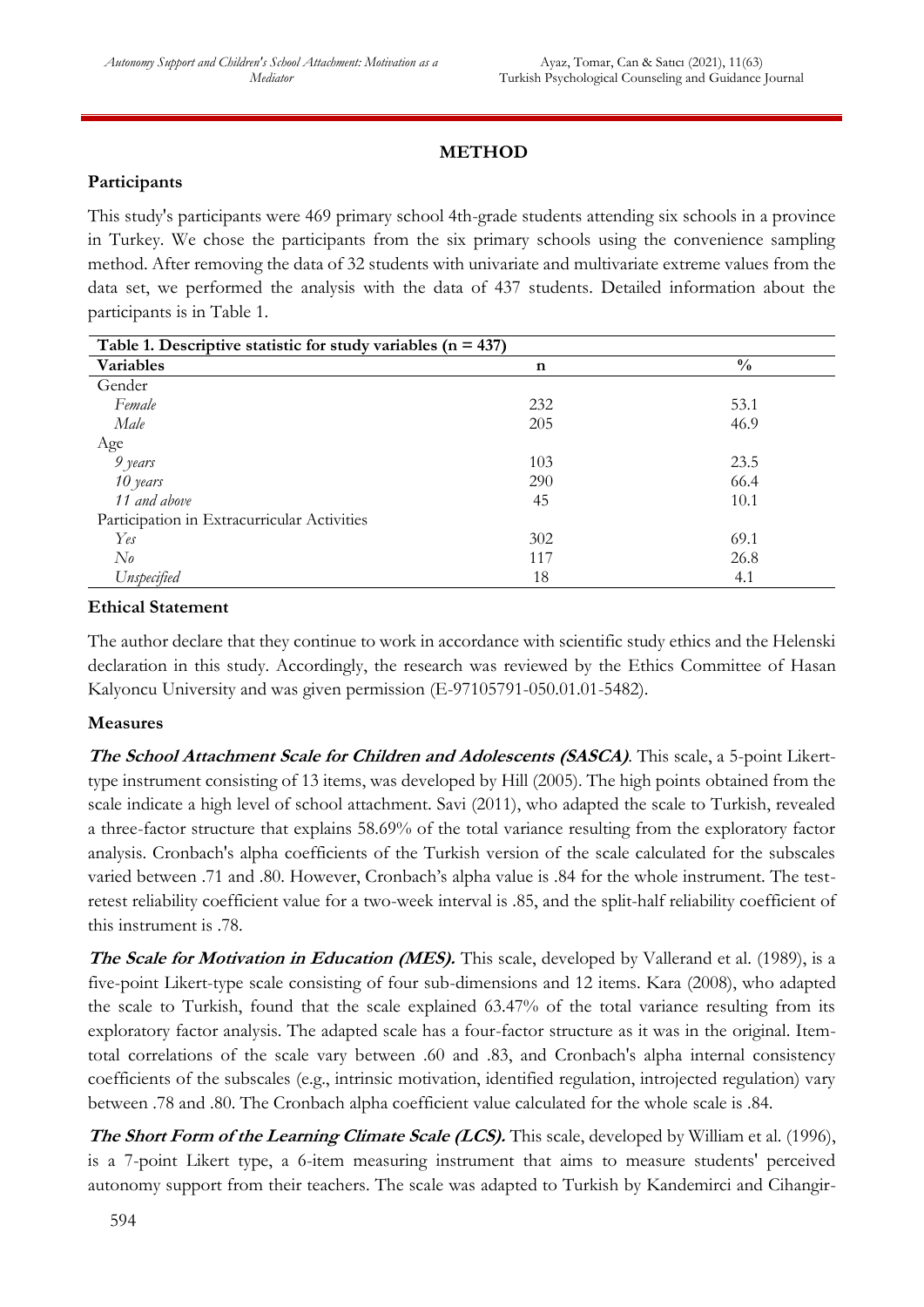## METHOD

### Participants

This study's participants were 469 primary school 4th-grade students attending six schools in a province in Turkey. We chose the participants from the six primary schools using the convenience sampling method. After removing the data of 32 students with univariate and multivariate extreme values from the data set, we performed the analysis with the data of 437 students. Detailed information about the participants is in Table 1.

**Table 1. Descriptive statistic for study variables (n = 437)**

| Variables | n | % |
|---|---|---|
| Gender | | |
| *Female* | 232 | 53.1 |
| *Male* | 205 | 46.9 |
| Age | | |
| *9 years* | 103 | 23.5 |
| *10 years* | 290 | 66.4 |
| *11 and above* | 45 | 10.1 |
| Participation in Extracurricular Activities | | |
| *Yes* | 302 | 69.1 |
| *No* | 117 | 26.8 |
| *Unspecified* | 18 | 4.1 |

### Ethical Statement

The author declare that they continue to work in accordance with scientific study ethics and the Helenski declaration in this study. Accordingly, the research was reviewed by the Ethics Committee of Hasan Kalyoncu University and was given permission (E-97105791-050.01.01-5482).

### Measures

***The School Attachment Scale for Children and Adolescents (SASCA)***. This scale, a 5-point Likert-type instrument consisting of 13 items, was developed by Hill (2005). The high points obtained from the scale indicate a high level of school attachment. Savi (2011), who adapted the scale to Turkish, revealed a three-factor structure that explains 58.69% of the total variance resulting from the exploratory factor analysis. Cronbach's alpha coefficients of the Turkish version of the scale calculated for the subscales varied between .71 and .80. However, Cronbach's alpha value is .84 for the whole instrument. The test-retest reliability coefficient value for a two-week interval is .85, and the split-half reliability coefficient of this instrument is .78.

***The Scale for Motivation in Education (MES).*** This scale, developed by Vallerand et al. (1989), is a five-point Likert-type scale consisting of four sub-dimensions and 12 items. Kara (2008), who adapted the scale to Turkish, found that the scale explained 63.47% of the total variance resulting from its exploratory factor analysis. The adapted scale has a four-factor structure as it was in the original. Item-total correlations of the scale vary between .60 and .83, and Cronbach's alpha internal consistency coefficients of the subscales (e.g., intrinsic motivation, identified regulation, introjected regulation) vary between .78 and .80. The Cronbach alpha coefficient value calculated for the whole scale is .84.

***The Short Form of the Learning Climate Scale (LCS).*** This scale, developed by William et al. (1996), is a 7-point Likert type, a 6-item measuring instrument that aims to measure students' perceived autonomy support from their teachers. The scale was adapted to Turkish by Kandemirci and Cihangir-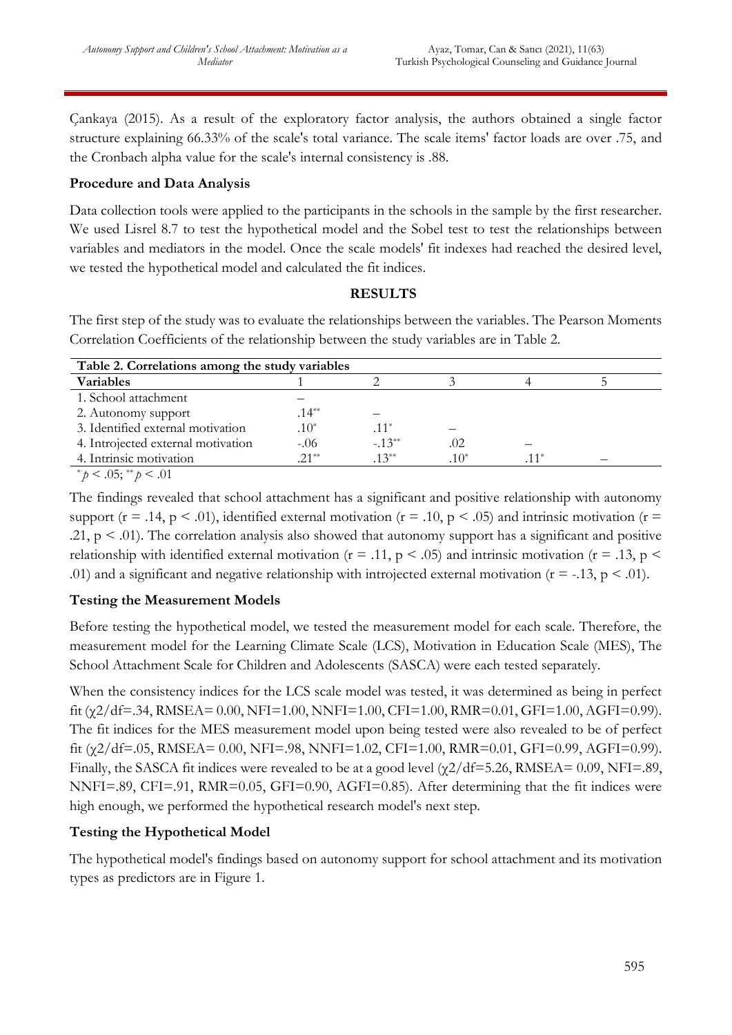Çankaya (2015). As a result of the exploratory factor analysis, the authors obtained a single factor structure explaining 66.33% of the scale's total variance. The scale items' factor loads are over .75, and the Cronbach alpha value for the scale's internal consistency is .88.

**Procedure and Data Analysis**

Data collection tools were applied to the participants in the schools in the sample by the first researcher. We used Lisrel 8.7 to test the hypothetical model and the Sobel test to test the relationships between variables and mediators in the model. Once the scale models' fit indexes had reached the desired level, we tested the hypothetical model and calculated the fit indices.

## RESULTS

The first step of the study was to evaluate the relationships between the variables. The Pearson Moments Correlation Coefficients of the relationship between the study variables are in Table 2.

**Table 2. Correlations among the study variables**

| Variables | 1 | 2 | 3 | 4 | 5 |
|---|---|---|---|---|---|
| 1. School attachment | – | | | | |
| 2. Autonomy support | .14** | – | | | |
| 3. Identified external motivation | .10* | .11* | – | | |
| 4. Introjected external motivation | -.06 | -.13** | .02 | – | |
| 4. Intrinsic motivation | .21** | .13** | .10* | .11* | – |

*$p < .05$; **$p < .01$

The findings revealed that school attachment has a significant and positive relationship with autonomy support ($r = .14$, $p < .01$), identified external motivation ($r = .10$, $p < .05$) and intrinsic motivation ($r = .21$, $p < .01$). The correlation analysis also showed that autonomy support has a significant and positive relationship with identified external motivation ($r = .11$, $p < .05$) and intrinsic motivation ($r = .13$, $p < .01$) and a significant and negative relationship with introjected external motivation ($r = -.13$, $p < .01$).

**Testing the Measurement Models**

Before testing the hypothetical model, we tested the measurement model for each scale. Therefore, the measurement model for the Learning Climate Scale (LCS), Motivation in Education Scale (MES), The School Attachment Scale for Children and Adolescents (SASCA) were each tested separately.

When the consistency indices for the LCS scale model was tested, it was determined as being in perfect fit ($\chi^2/df=.34$, RMSEA= 0.00, NFI=1.00, NNFI=1.00, CFI=1.00, RMR=0.01, GFI=1.00, AGFI=0.99). The fit indices for the MES measurement model upon being tested were also revealed to be of perfect fit ($\chi^2/df=.05$, RMSEA= 0.00, NFI=.98, NNFI=1.02, CFI=1.00, RMR=0.01, GFI=0.99, AGFI=0.99). Finally, the SASCA fit indices were revealed to be at a good level ($\chi^2/df=5.26$, RMSEA= 0.09, NFI=.89, NNFI=.89, CFI=.91, RMR=0.05, GFI=0.90, AGFI=0.85). After determining that the fit indices were high enough, we performed the hypothetical research model's next step.

**Testing the Hypothetical Model**

The hypothetical model's findings based on autonomy support for school attachment and its motivation types as predictors are in Figure 1.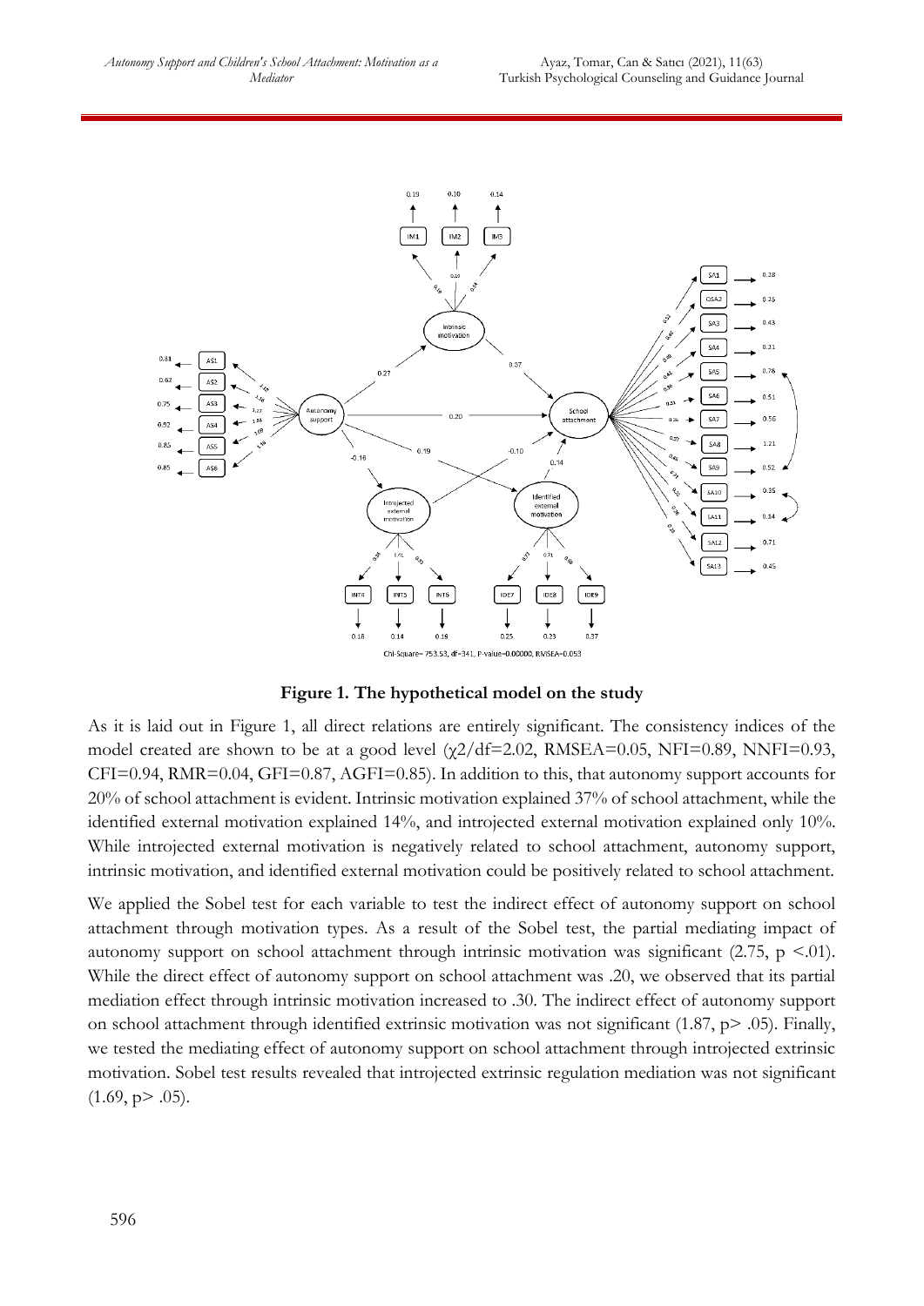Chi-Square= 753.53, df=341, P-value=0.00000, RMSEA=0.053

**Figure 1. The hypothetical model on the study**

As it is laid out in Figure 1, all direct relations are entirely significant. The consistency indices of the model created are shown to be at a good level ($\chi2/df=2.02$, RMSEA=0.05, NFI=0.89, NNFI=0.93, CFI=0.94, RMR=0.04, GFI=0.87, AGFI=0.85). In addition to this, that autonomy support accounts for 20% of school attachment is evident. Intrinsic motivation explained 37% of school attachment, while the identified external motivation explained 14%, and introjected external motivation explained only 10%. While introjected external motivation is negatively related to school attachment, autonomy support, intrinsic motivation, and identified external motivation could be positively related to school attachment.

We applied the Sobel test for each variable to test the indirect effect of autonomy support on school attachment through motivation types. As a result of the Sobel test, the partial mediating impact of autonomy support on school attachment through intrinsic motivation was significant (2.75, $p < .01$). While the direct effect of autonomy support on school attachment was .20, we observed that its partial mediation effect through intrinsic motivation increased to .30. The indirect effect of autonomy support on school attachment through identified extrinsic motivation was not significant (1.87, $p > .05$). Finally, we tested the mediating effect of autonomy support on school attachment through introjected extrinsic motivation. Sobel test results revealed that introjected extrinsic regulation mediation was not significant (1.69, $p > .05$).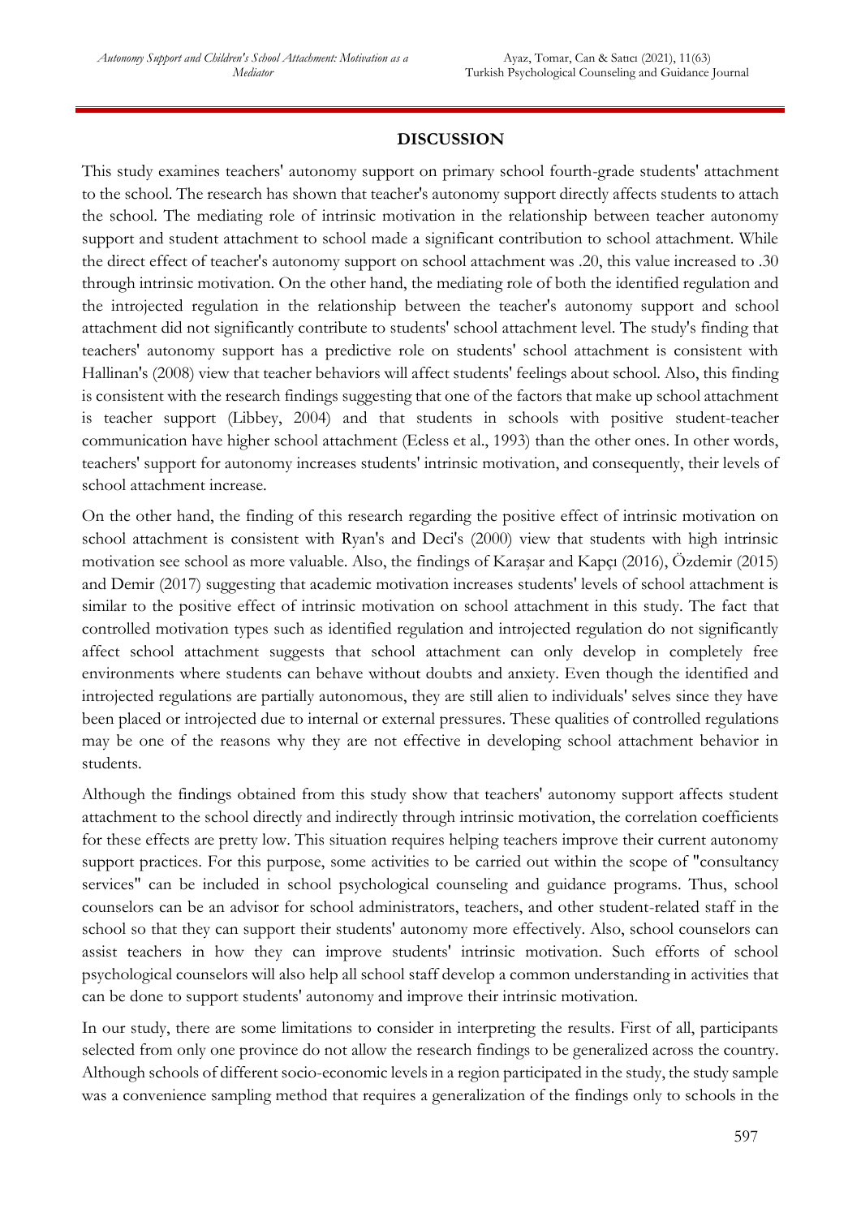## DISCUSSION

This study examines teachers' autonomy support on primary school fourth-grade students' attachment to the school. The research has shown that teacher's autonomy support directly affects students to attach the school. The mediating role of intrinsic motivation in the relationship between teacher autonomy support and student attachment to school made a significant contribution to school attachment. While the direct effect of teacher's autonomy support on school attachment was .20, this value increased to .30 through intrinsic motivation. On the other hand, the mediating role of both the identified regulation and the introjected regulation in the relationship between the teacher's autonomy support and school attachment did not significantly contribute to students' school attachment level. The study's finding that teachers' autonomy support has a predictive role on students' school attachment is consistent with Hallinan's (2008) view that teacher behaviors will affect students' feelings about school. Also, this finding is consistent with the research findings suggesting that one of the factors that make up school attachment is teacher support (Libbey, 2004) and that students in schools with positive student-teacher communication have higher school attachment (Ecless et al., 1993) than the other ones. In other words, teachers' support for autonomy increases students' intrinsic motivation, and consequently, their levels of school attachment increase.

On the other hand, the finding of this research regarding the positive effect of intrinsic motivation on school attachment is consistent with Ryan's and Deci's (2000) view that students with high intrinsic motivation see school as more valuable. Also, the findings of Karaşar and Kapçı (2016), Özdemir (2015) and Demir (2017) suggesting that academic motivation increases students' levels of school attachment is similar to the positive effect of intrinsic motivation on school attachment in this study. The fact that controlled motivation types such as identified regulation and introjected regulation do not significantly affect school attachment suggests that school attachment can only develop in completely free environments where students can behave without doubts and anxiety. Even though the identified and introjected regulations are partially autonomous, they are still alien to individuals' selves since they have been placed or introjected due to internal or external pressures. These qualities of controlled regulations may be one of the reasons why they are not effective in developing school attachment behavior in students.

Although the findings obtained from this study show that teachers' autonomy support affects student attachment to the school directly and indirectly through intrinsic motivation, the correlation coefficients for these effects are pretty low. This situation requires helping teachers improve their current autonomy support practices. For this purpose, some activities to be carried out within the scope of "consultancy services" can be included in school psychological counseling and guidance programs. Thus, school counselors can be an advisor for school administrators, teachers, and other student-related staff in the school so that they can support their students' autonomy more effectively. Also, school counselors can assist teachers in how they can improve students' intrinsic motivation. Such efforts of school psychological counselors will also help all school staff develop a common understanding in activities that can be done to support students' autonomy and improve their intrinsic motivation.

In our study, there are some limitations to consider in interpreting the results. First of all, participants selected from only one province do not allow the research findings to be generalized across the country. Although schools of different socio-economic levels in a region participated in the study, the study sample was a convenience sampling method that requires a generalization of the findings only to schools in the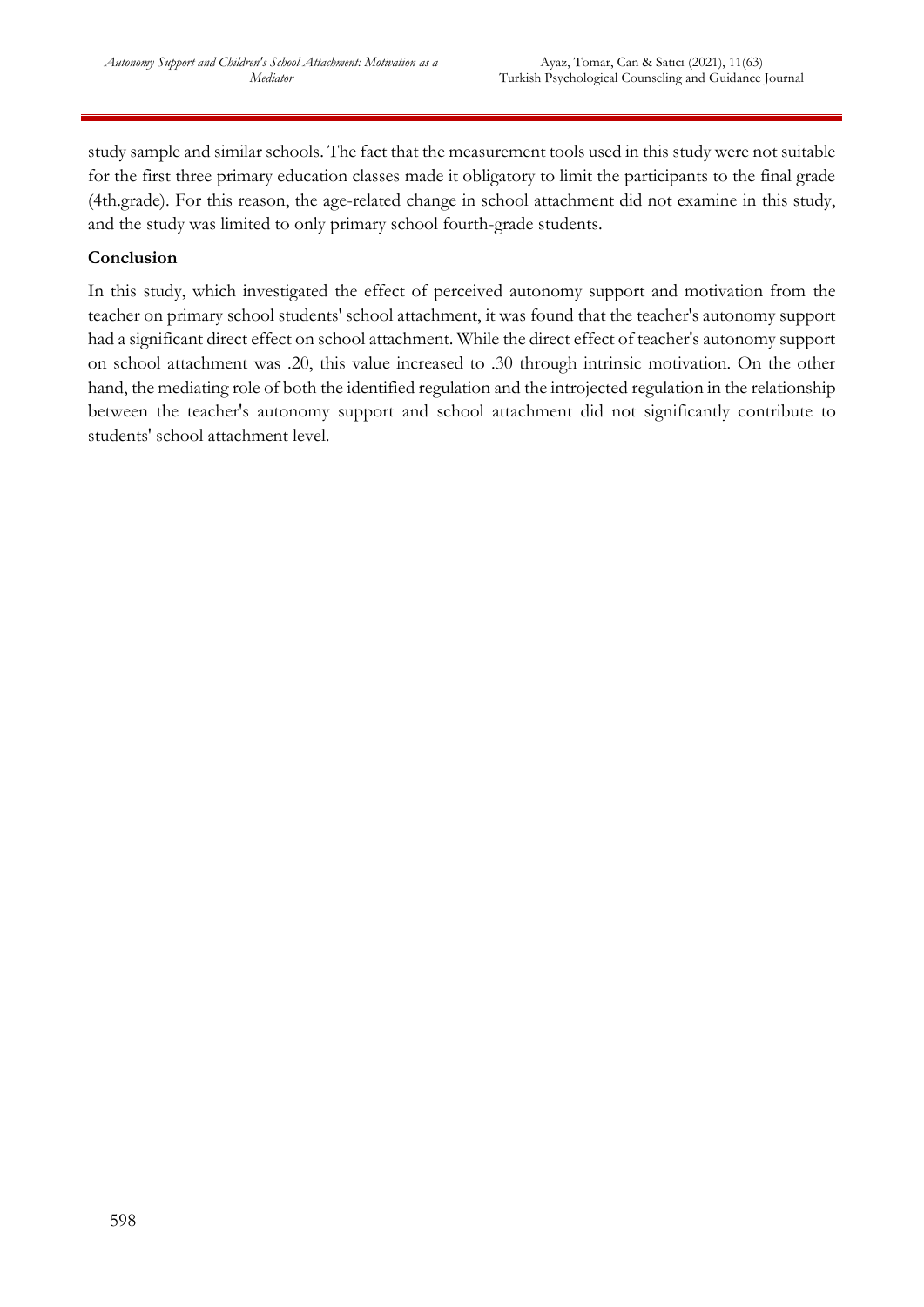study sample and similar schools. The fact that the measurement tools used in this study were not suitable for the first three primary education classes made it obligatory to limit the participants to the final grade (4th.grade). For this reason, the age-related change in school attachment did not examine in this study, and the study was limited to only primary school fourth-grade students.

**Conclusion**

In this study, which investigated the effect of perceived autonomy support and motivation from the teacher on primary school students' school attachment, it was found that the teacher's autonomy support had a significant direct effect on school attachment. While the direct effect of teacher's autonomy support on school attachment was .20, this value increased to .30 through intrinsic motivation. On the other hand, the mediating role of both the identified regulation and the introjected regulation in the relationship between the teacher's autonomy support and school attachment did not significantly contribute to students' school attachment level.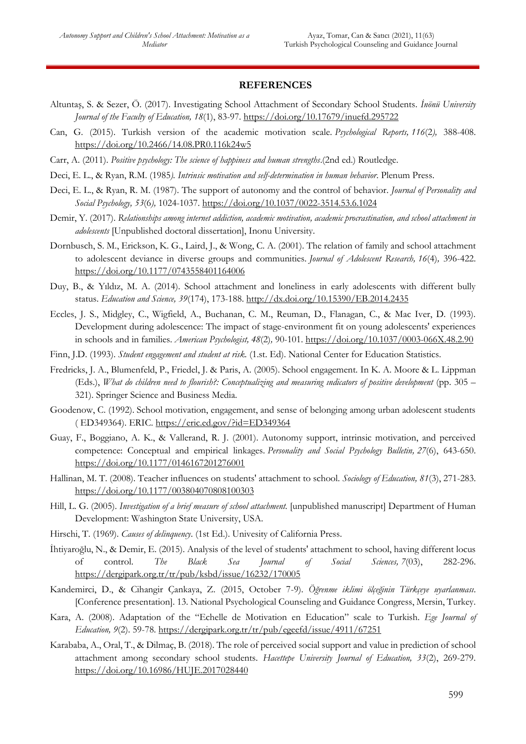## REFERENCES

Altuntaş, S. & Sezer, Ö. (2017). Investigating School Attachment of Secondary School Students. *İnönü University Journal of the Faculty of Education, 18*(1), 83-97. https://doi.org/10.17679/inuefd.295722

Can, G. (2015). Turkish version of the academic motivation scale. *Psychological Reports, 116*(2), 388-408. https://doi.org/10.2466/14.08.PR0.116k24w5

Carr, A. (2011). *Positive psychology: The science of happiness and human strengths*.(2nd ed.) Routledge.

Deci, E. L., & Ryan, R.M. (1985*). Intrinsic motivation and self-determination in human behavior*. Plenum Press.

Deci, E. L., & Ryan, R. M. (1987). The support of autonomy and the control of behavior. *Journal of Personality and Social Psychology, 53*(6), 1024-1037. https://doi.org/10.1037/0022-3514.53.6.1024

Demir, Y. (2017). *Relationships among internet addiction, academic motivation, academic procrastination, and school attachment in adolescents* [Unpublished doctoral dissertation], Inonu University.

Dornbusch, S. M., Erickson, K. G., Laird, J., & Wong, C. A. (2001). The relation of family and school attachment to adolescent deviance in diverse groups and communities. *Journal of Adolescent Research, 16*(4), 396-422. https://doi.org/10.1177/0743558401164006

Duy, B., & Yıldız, M. A. (2014). School attachment and loneliness in early adolescents with different bully status. *Education and Science, 39*(174), 173-188. http://dx.doi.org/10.15390/EB.2014.2435

Eccles, J. S., Midgley, C., Wigfield, A., Buchanan, C. M., Reuman, D., Flanagan, C., & Mac Iver, D. (1993). Development during adolescence: The impact of stage-environment fit on young adolescents' experiences in schools and in families. *American Psychologist, 48*(2), 90-101. https://doi.org/10.1037/0003-066X.48.2.90

Finn, J.D. (1993). *Student engagement and student at risk.* (1.st. Ed). National Center for Education Statistics.

Fredricks, J. A., Blumenfeld, P., Friedel, J. & Paris, A. (2005). School engagement. In K. A. Moore & L. Lippman (Eds.), *What do children need to flourish?: Conceptualizing and measuring indicators of positive development* (pp. 305 – 321). Springer Science and Business Media.

Goodenow, C. (1992). School motivation, engagement, and sense of belonging among urban adolescent students ( ED349364). ERIC. https://eric.ed.gov/?id=ED349364

Guay, F., Boggiano, A. K., & Vallerand, R. J. (2001). Autonomy support, intrinsic motivation, and perceived competence: Conceptual and empirical linkages. *Personality and Social Psychology Bulletin, 27*(6), 643-650. https://doi.org/10.1177/0146167201276001

Hallinan, M. T. (2008). Teacher influences on students' attachment to school. *Sociology of Education, 81*(3), 271-283. https://doi.org/10.1177/003804070808100303

Hill, L. G. (2005). *Investigation of a brief measure of school attachment.* [unpublished manuscript] Department of Human Development: Washington State University, USA.

Hirschi, T. (1969). *Causes of delinquency*. (1st Ed.). Univesity of California Press.

İhtiyaroğlu, N., & Demir, E. (2015). Analysis of the level of students' attachment to school, having different locus of control. *The Black Sea Journal of Social Sciences, 7*(03), 282-296. https://dergipark.org.tr/tr/pub/ksbd/issue/16232/170005

Kandemirci, D., & Cihangir Çankaya, Z. (2015, October 7-9). *Öğrenme iklimi ölçeğinin Türkçeye uyarlanması*. [Conference presentation]. 13. National Psychological Counseling and Guidance Congress, Mersin, Turkey.

Kara, A. (2008). Adaptation of the "Echelle de Motivation en Education" scale to Turkish. *Ege Journal of Education, 9*(2). 59-78. https://dergipark.org.tr/tr/pub/egeefd/issue/4911/67251

Karababa, A., Oral, T., & Dilmaç, B. (2018). The role of perceived social support and value in prediction of school attachment among secondary school students. *Hacettepe University Journal of Education, 33*(2), 269-279. https://doi.org/10.16986/HUJE.2017028440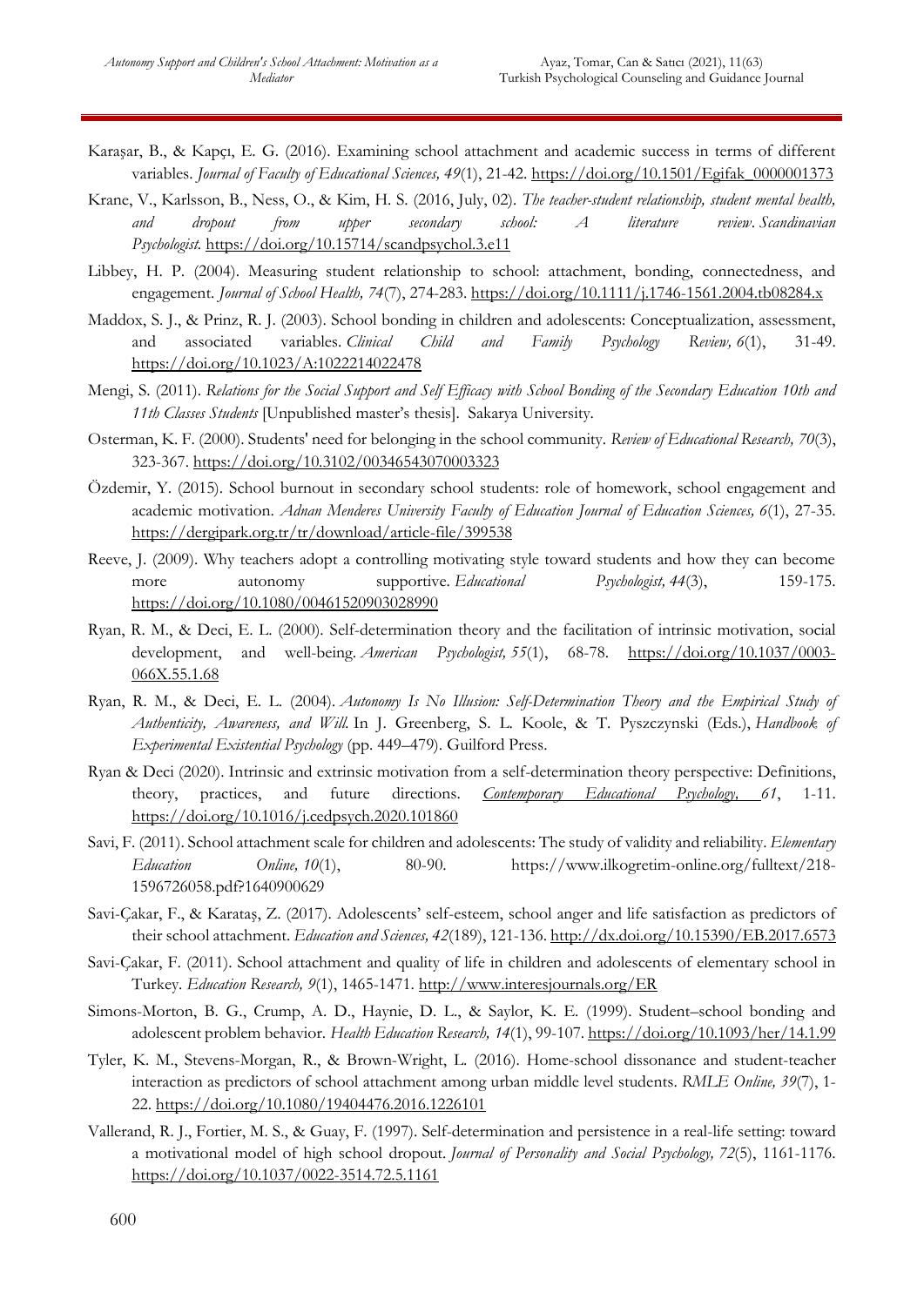Karaşar, B., & Kapçı, E. G. (2016). Examining school attachment and academic success in terms of different variables. *Journal of Faculty of Educational Sciences, 49*(1), 21-42. https://doi.org/10.1501/Egifak_0000001373

Krane, V., Karlsson, B., Ness, O., & Kim, H. S. (2016, July, 02). *The teacher-student relationship, student mental health, and dropout from upper secondary school: A literature review*. *Scandinavian Psychologist.* https://doi.org/10.15714/scandpsychol.3.e11

Libbey, H. P. (2004). Measuring student relationship to school: attachment, bonding, connectedness, and engagement. *Journal of School Health, 74*(7), 274-283. https://doi.org/10.1111/j.1746-1561.2004.tb08284.x

Maddox, S. J., & Prinz, R. J. (2003). School bonding in children and adolescents: Conceptualization, assessment, and associated variables. *Clinical Child and Family Psychology Review, 6*(1), 31-49. https://doi.org/10.1023/A:1022214022478

Mengi, S. (2011). *Relations for the Social Support and Self Efficacy with School Bonding of the Secondary Education 10th and 11th Classes Students* [Unpublished master's thesis]. Sakarya University.

Osterman, K. F. (2000). Students' need for belonging in the school community. *Review of Educational Research, 70*(3), 323-367. https://doi.org/10.3102/00346543070003323

Özdemir, Y. (2015). School burnout in secondary school students: role of homework, school engagement and academic motivation. *Adnan Menderes University Faculty of Education Journal of Education Sciences, 6*(1), 27-35. https://dergipark.org.tr/tr/download/article-file/399538

Reeve, J. (2009). Why teachers adopt a controlling motivating style toward students and how they can become more autonomy supportive. *Educational Psychologist, 44*(3), 159-175. https://doi.org/10.1080/00461520903028990

Ryan, R. M., & Deci, E. L. (2000). Self-determination theory and the facilitation of intrinsic motivation, social development, and well-being. *American Psychologist, 55*(1), 68-78. https://doi.org/10.1037/0003-066X.55.1.68

Ryan, R. M., & Deci, E. L. (2004). *Autonomy Is No Illusion: Self-Determination Theory and the Empirical Study of Authenticity, Awareness, and Will.* In J. Greenberg, S. L. Koole, & T. Pyszczynski (Eds.), *Handbook of Experimental Existential Psychology* (pp. 449–479). Guilford Press.

Ryan & Deci (2020). Intrinsic and extrinsic motivation from a self-determination theory perspective: Definitions, theory, practices, and future directions. *Contemporary Educational Psychology, 61*, 1-11. https://doi.org/10.1016/j.cedpsych.2020.101860

Savi, F. (2011). School attachment scale for children and adolescents: The study of validity and reliability. *Elementary Education Online, 10*(1), 80-90. https://www.ilkogretim-online.org/fulltext/218-1596726058.pdf?1640900629

Savi-Çakar, F., & Karataş, Z. (2017). Adolescents' self-esteem, school anger and life satisfaction as predictors of their school attachment. *Education and Sciences, 42*(189), 121-136. http://dx.doi.org/10.15390/EB.2017.6573

Savi-Çakar, F. (2011). School attachment and quality of life in children and adolescents of elementary school in Turkey. *Education Research, 9*(1), 1465-1471. http://www.interesjournals.org/ER

Simons-Morton, B. G., Crump, A. D., Haynie, D. L., & Saylor, K. E. (1999). Student–school bonding and adolescent problem behavior. *Health Education Research, 14*(1), 99-107. https://doi.org/10.1093/her/14.1.99

Tyler, K. M., Stevens-Morgan, R., & Brown-Wright, L. (2016). Home-school dissonance and student-teacher interaction as predictors of school attachment among urban middle level students. *RMLE Online, 39*(7), 1-22. https://doi.org/10.1080/19404476.2016.1226101

Vallerand, R. J., Fortier, M. S., & Guay, F. (1997). Self-determination and persistence in a real-life setting: toward a motivational model of high school dropout. *Journal of Personality and Social Psychology, 72*(5), 1161-1176. https://doi.org/10.1037/0022-3514.72.5.1161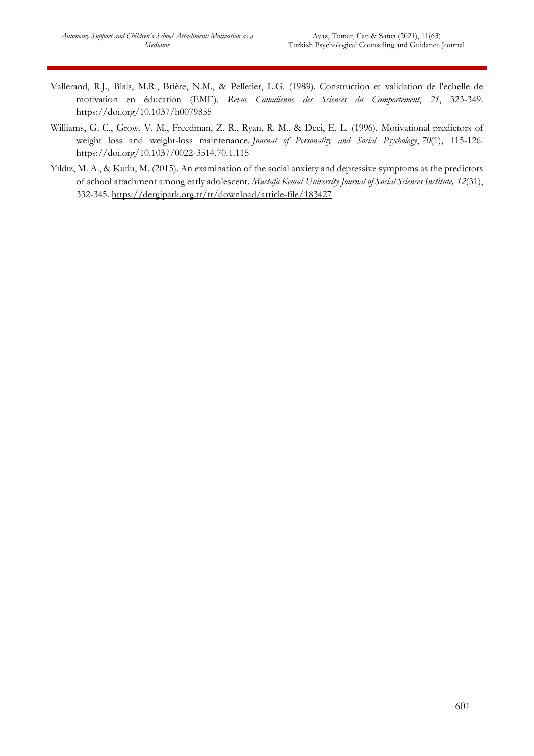Vallerand, R.J., Blais, M.R., Brière, N.M., & Pelletier, L.G. (1989). Construction et validation de l'echelle de motivation en éducation (EME). *Revue Canadienne des Sciences du Comportement*, *21*, 323-349. https://doi.org/10.1037/h0079855

Williams, G. C., Grow, V. M., Freedman, Z. R., Ryan, R. M., & Deci, E. L. (1996). Motivational predictors of weight loss and weight-loss maintenance. *Journal of Personality and Social Psychology*, *70*(1), 115-126. https://doi.org/10.1037/0022-3514.70.1.115

Yıldız, M. A., & Kutlu, M. (2015). An examination of the social anxiety and depressive symptoms as the predictors of school attachment among early adolescent. *Mustafa Kemal University Journal of Social Sciences Institute, 12*(31), 332-345. https://dergipark.org.tr/tr/download/article-file/183427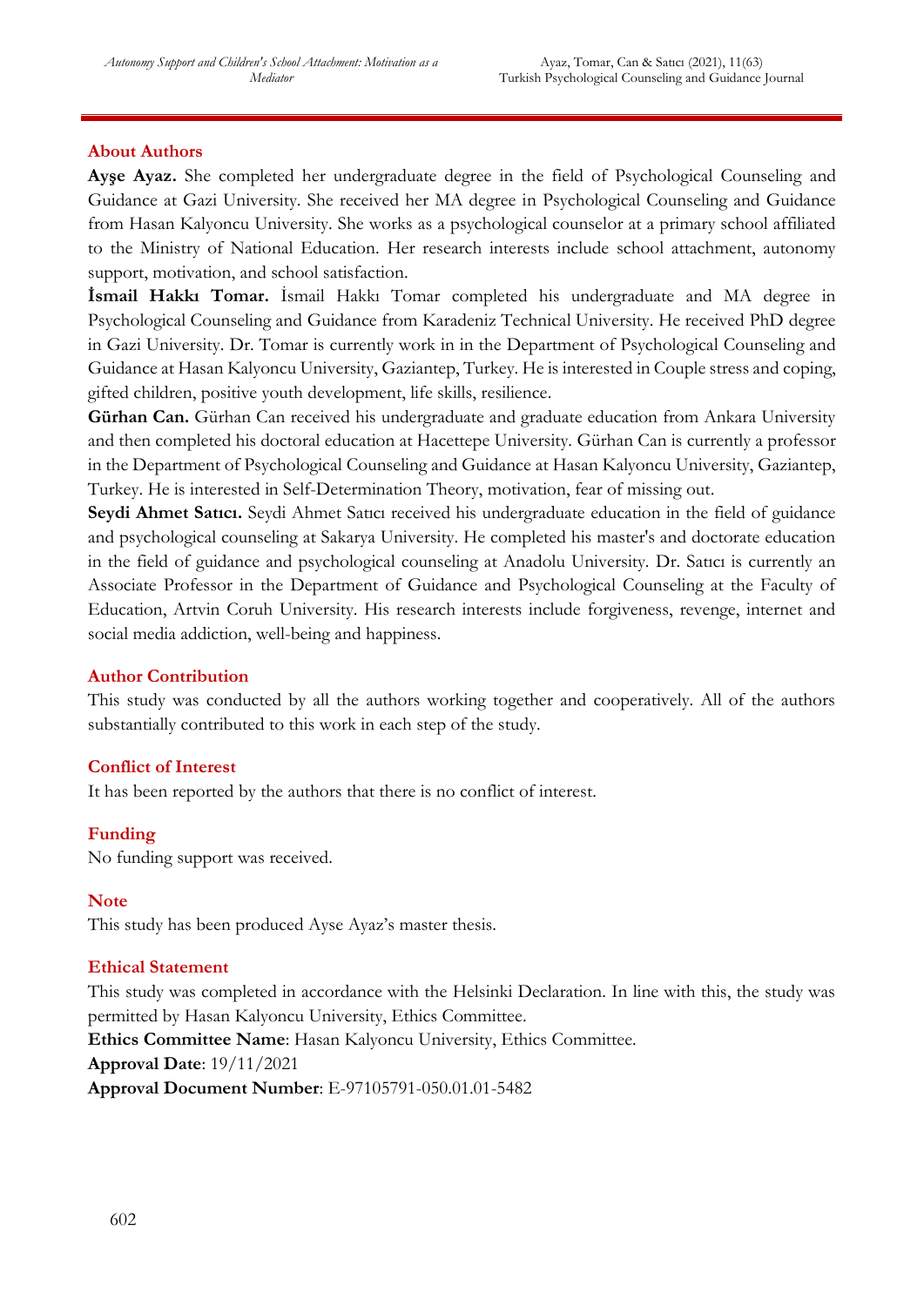## About Authors

**Ayşe Ayaz.** She completed her undergraduate degree in the field of Psychological Counseling and Guidance at Gazi University. She received her MA degree in Psychological Counseling and Guidance from Hasan Kalyoncu University. She works as a psychological counselor at a primary school affiliated to the Ministry of National Education. Her research interests include school attachment, autonomy support, motivation, and school satisfaction.

**İsmail Hakkı Tomar.** İsmail Hakkı Tomar completed his undergraduate and MA degree in Psychological Counseling and Guidance from Karadeniz Technical University. He received PhD degree in Gazi University. Dr. Tomar is currently work in in the Department of Psychological Counseling and Guidance at Hasan Kalyoncu University, Gaziantep, Turkey. He is interested in Couple stress and coping, gifted children, positive youth development, life skills, resilience.

**Gürhan Can.** Gürhan Can received his undergraduate and graduate education from Ankara University and then completed his doctoral education at Hacettepe University. Gürhan Can is currently a professor in the Department of Psychological Counseling and Guidance at Hasan Kalyoncu University, Gaziantep, Turkey. He is interested in Self-Determination Theory, motivation, fear of missing out.

**Seydi Ahmet Satıcı.** Seydi Ahmet Satıcı received his undergraduate education in the field of guidance and psychological counseling at Sakarya University. He completed his master's and doctorate education in the field of guidance and psychological counseling at Anadolu University. Dr. Satıcı is currently an Associate Professor in the Department of Guidance and Psychological Counseling at the Faculty of Education, Artvin Coruh University. His research interests include forgiveness, revenge, internet and social media addiction, well-being and happiness.

## Author Contribution

This study was conducted by all the authors working together and cooperatively. All of the authors substantially contributed to this work in each step of the study.

## Conflict of Interest

It has been reported by the authors that there is no conflict of interest.

## Funding

No funding support was received.

## Note

This study has been produced Ayse Ayaz's master thesis.

## Ethical Statement

This study was completed in accordance with the Helsinki Declaration. In line with this, the study was permitted by Hasan Kalyoncu University, Ethics Committee.

**Ethics Committee Name**: Hasan Kalyoncu University, Ethics Committee.

**Approval Date**: 19/11/2021

**Approval Document Number**: E-97105791-050.01.01-5482